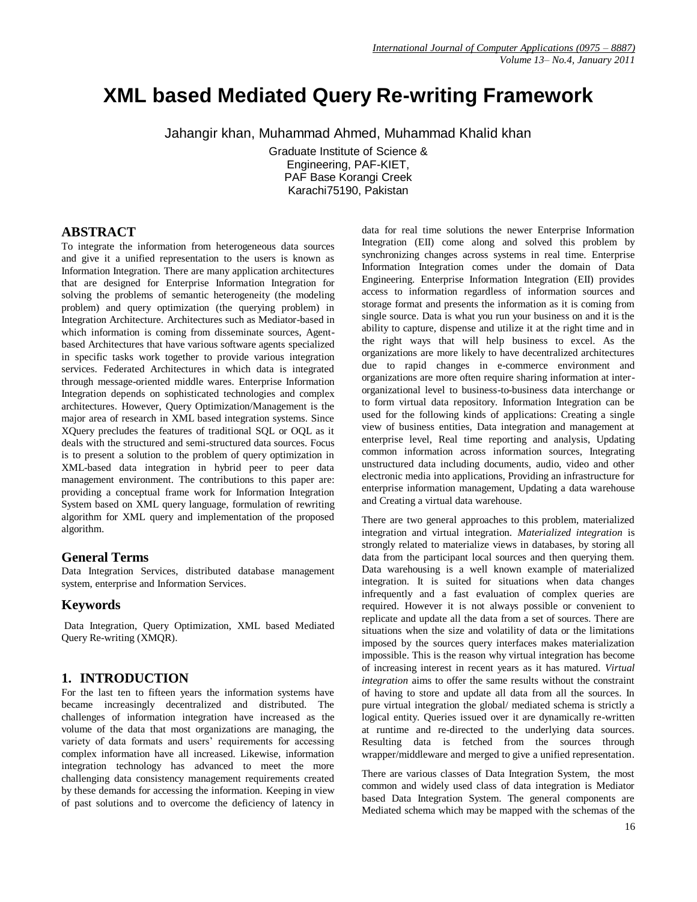# XML based Mediated Query Re-writing Framework

Jahangir khan, Muhammad Ahmed, Muhammad Khalid khan

Graduate Institute of Science & Engineering, PAF-KIET, PAF Base Korangi Creek Karachi75190, Pakistan

## ABSTRACT

To integrate the information from heterogeneous data sources and give it a unified representation to the users is known as Information Integration. There are many application architectures that are designed for Enterprise Information Integration for solving the problems of semantic heterogeneity (the modeling problem) and query optimization (the querying problem) in Integration Architecture. Architectures such as Mediator-based in which information is coming from disseminate sources, Agent-based Architectures that have various software agents specialized in specific tasks work together to provide various integration services. Federated Architectures in which data is integrated through message-oriented middle wares. Enterprise Information Integration depends on sophisticated technologies and complex architectures. However, Query Optimization/Management is the major area of research in XML based integration systems. Since XQuery precludes the features of traditional SQL or OQL as it deals with the structured and semi-structured data sources. Focus is to present a solution to the problem of query optimization in XML-based data integration in hybrid peer to peer data management environment. The contributions to this paper are: providing a conceptual frame work for Information Integration System based on XML query language, formulation of rewriting algorithm for XML query and implementation of the proposed algorithm.

## General Terms

Data Integration Services, distributed database management system, enterprise and Information Services.

## Keywords

Data Integration, Query Optimization, XML based Mediated Query Re-writing (XMQR).

## 1. INTRODUCTION

For the last ten to fifteen years the information systems have became increasingly decentralized and distributed. The challenges of information integration have increased as the volume of the data that most organizations are managing, the variety of data formats and users' requirements for accessing complex information have all increased. Likewise, information integration technology has advanced to meet the more challenging data consistency management requirements created by these demands for accessing the information. Keeping in view of past solutions and to overcome the deficiency of latency in data for real time solutions the newer Enterprise Information Integration (EII) come along and solved this problem by synchronizing changes across systems in real time. Enterprise Information Integration comes under the domain of Data Engineering. Enterprise Information Integration (EII) provides access to information regardless of information sources and storage format and presents the information as it is coming from single source. Data is what you run your business on and it is the ability to capture, dispense and utilize it at the right time and in the right ways that will help business to excel. As the organizations are more likely to have decentralized architectures due to rapid changes in e-commerce environment and organizations are more often require sharing information at inter-organizational level to business-to-business data interchange or to form virtual data repository. Information Integration can be used for the following kinds of applications: Creating a single view of business entities, Data integration and management at enterprise level, Real time reporting and analysis, Updating common information across information sources, Integrating unstructured data including documents, audio, video and other electronic media into applications, Providing an infrastructure for enterprise information management, Updating a data warehouse and Creating a virtual data warehouse.

There are two general approaches to this problem, materialized integration and virtual integration. *Materialized integration* is strongly related to materialize views in databases, by storing all data from the participant local sources and then querying them. Data warehousing is a well known example of materialized integration. It is suited for situations when data changes infrequently and a fast evaluation of complex queries are required. However it is not always possible or convenient to replicate and update all the data from a set of sources. There are situations when the size and volatility of data or the limitations imposed by the sources query interfaces makes materialization impossible. This is the reason why virtual integration has become of increasing interest in recent years as it has matured. *Virtual integration* aims to offer the same results without the constraint of having to store and update all data from all the sources. In pure virtual integration the global/ mediated schema is strictly a logical entity. Queries issued over it are dynamically re-written at runtime and re-directed to the underlying data sources. Resulting data is fetched from the sources through wrapper/middleware and merged to give a unified representation.

There are various classes of Data Integration System, the most common and widely used class of data integration is Mediator based Data Integration System. The general components are Mediated schema which may be mapped with the schemas of the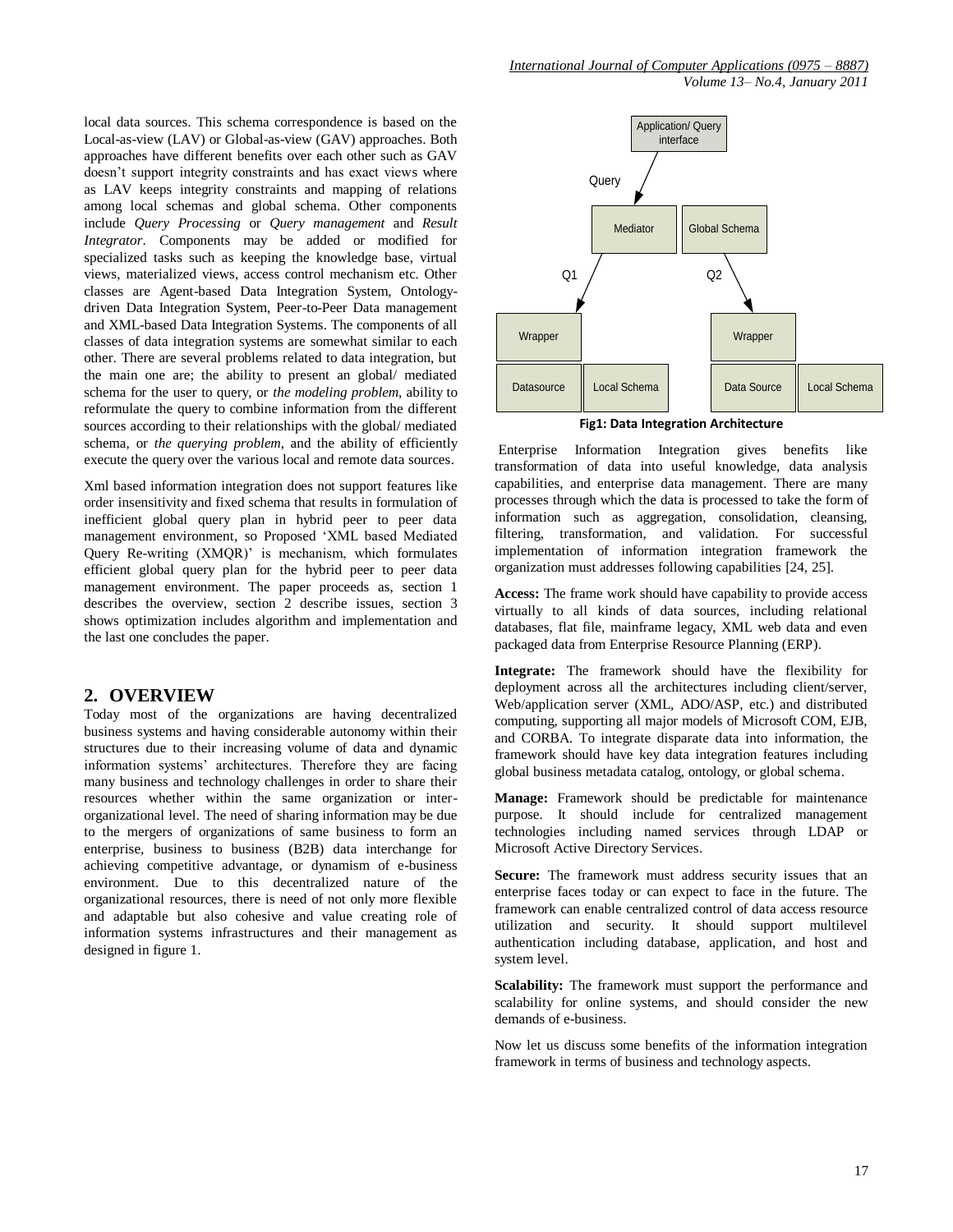local data sources. This schema correspondence is based on the Local-as-view (LAV) or Global-as-view (GAV) approaches. Both approaches have different benefits over each other such as GAV doesn't support integrity constraints and has exact views where as LAV keeps integrity constraints and mapping of relations among local schemas and global schema. Other components include *Query Processing* or *Query management* and *Result Integrator*. Components may be added or modified for specialized tasks such as keeping the knowledge base, virtual views, materialized views, access control mechanism etc. Other classes are Agent-based Data Integration System, Ontology-driven Data Integration System, Peer-to-Peer Data management and XML-based Data Integration Systems. The components of all classes of data integration systems are somewhat similar to each other. There are several problems related to data integration, but the main one are; the ability to present an global/ mediated schema for the user to query, or *the modeling problem*, ability to reformulate the query to combine information from the different sources according to their relationships with the global/ mediated schema, or *the querying problem*, and the ability of efficiently execute the query over the various local and remote data sources.

Xml based information integration does not support features like order insensitivity and fixed schema that results in formulation of inefficient global query plan in hybrid peer to peer data management environment, so Proposed 'XML based Mediated Query Re-writing (XMQR)' is mechanism, which formulates efficient global query plan for the hybrid peer to peer data management environment. The paper proceeds as, section 1 describes the overview, section 2 describe issues, section 3 shows optimization includes algorithm and implementation and the last one concludes the paper.

## 2. OVERVIEW

Today most of the organizations are having decentralized business systems and having considerable autonomy within their structures due to their increasing volume of data and dynamic information systems' architectures. Therefore they are facing many business and technology challenges in order to share their resources whether within the same organization or inter-organizational level. The need of sharing information may be due to the mergers of organizations of same business to form an enterprise, business to business (B2B) data interchange for achieving competitive advantage, or dynamism of e-business environment. Due to this decentralized nature of the organizational resources, there is need of not only more flexible and adaptable but also cohesive and value creating role of information systems infrastructures and their management as designed in figure 1.

Application/ Query interface

Query

Mediator | Global Schema

Q1 | Q2

Wrapper | Wrapper

Datasource | Local Schema | Data Source | Local Schema

**Fig1: Data Integration Architecture**

Enterprise Information Integration gives benefits like transformation of data into useful knowledge, data analysis capabilities, and enterprise data management. There are many processes through which the data is processed to take the form of information such as aggregation, consolidation, cleansing, filtering, transformation, and validation. For successful implementation of information integration framework the organization must addresses following capabilities [24, 25].

**Access:** The frame work should have capability to provide access virtually to all kinds of data sources, including relational databases, flat file, mainframe legacy, XML web data and even packaged data from Enterprise Resource Planning (ERP).

**Integrate:** The framework should have the flexibility for deployment across all the architectures including client/server, Web/application server (XML, ADO/ASP, etc.) and distributed computing, supporting all major models of Microsoft COM, EJB, and CORBA. To integrate disparate data into information, the framework should have key data integration features including global business metadata catalog, ontology, or global schema.

**Manage:** Framework should be predictable for maintenance purpose. It should include for centralized management technologies including named services through LDAP or Microsoft Active Directory Services.

**Secure:** The framework must address security issues that an enterprise faces today or can expect to face in the future. The framework can enable centralized control of data access resource utilization and security. It should support multilevel authentication including database, application, and host and system level.

**Scalability:** The framework must support the performance and scalability for online systems, and should consider the new demands of e-business.

Now let us discuss some benefits of the information integration framework in terms of business and technology aspects.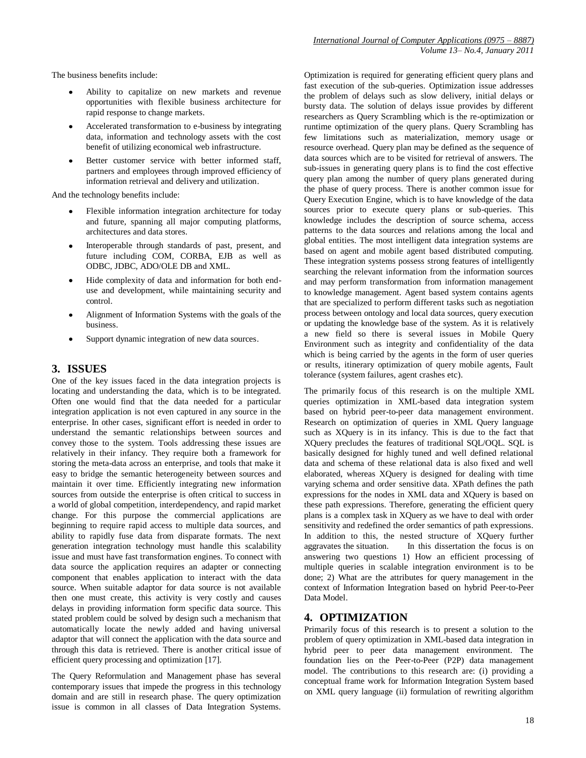The business benefits include:

- Ability to capitalize on new markets and revenue opportunities with flexible business architecture for rapid response to change markets.
- Accelerated transformation to e-business by integrating data, information and technology assets with the cost benefit of utilizing economical web infrastructure.
- Better customer service with better informed staff, partners and employees through improved efficiency of information retrieval and delivery and utilization.

And the technology benefits include:

- Flexible information integration architecture for today and future, spanning all major computing platforms, architectures and data stores.
- Interoperable through standards of past, present, and future including COM, CORBA, EJB as well as ODBC, JDBC, ADO/OLE DB and XML.
- Hide complexity of data and information for both end-use and development, while maintaining security and control.
- Alignment of Information Systems with the goals of the business.
- Support dynamic integration of new data sources.

## 3. ISSUES

One of the key issues faced in the data integration projects is locating and understanding the data, which is to be integrated. Often one would find that the data needed for a particular integration application is not even captured in any source in the enterprise. In other cases, significant effort is needed in order to understand the semantic relationships between sources and convey those to the system. Tools addressing these issues are relatively in their infancy. They require both a framework for storing the meta-data across an enterprise, and tools that make it easy to bridge the semantic heterogeneity between sources and maintain it over time. Efficiently integrating new information sources from outside the enterprise is often critical to success in a world of global competition, interdependency, and rapid market change. For this purpose the commercial applications are beginning to require rapid access to multiple data sources, and ability to rapidly fuse data from disparate formats. The next generation integration technology must handle this scalability issue and must have fast transformation engines. To connect with data source the application requires an adapter or connecting component that enables application to interact with the data source. When suitable adaptor for data source is not available then one must create, this activity is very costly and causes delays in providing information form specific data source. This stated problem could be solved by design such a mechanism that automatically locate the newly added and having universal adaptor that will connect the application with the data source and through this data is retrieved. There is another critical issue of efficient query processing and optimization [17].

The Query Reformulation and Management phase has several contemporary issues that impede the progress in this technology domain and are still in research phase. The query optimization issue is common in all classes of Data Integration Systems. Optimization is required for generating efficient query plans and fast execution of the sub-queries. Optimization issue addresses the problem of delays such as slow delivery, initial delays or bursty data. The solution of delays issue provides by different researchers as Query Scrambling which is the re-optimization or runtime optimization of the query plans. Query Scrambling has few limitations such as materialization, memory usage or resource overhead. Query plan may be defined as the sequence of data sources which are to be visited for retrieval of answers. The sub-issues in generating query plans is to find the cost effective query plan among the number of query plans generated during the phase of query process. There is another common issue for Query Execution Engine, which is to have knowledge of the data sources prior to execute query plans or sub-queries. This knowledge includes the description of source schema, access patterns to the data sources and relations among the local and global entities. The most intelligent data integration systems are based on agent and mobile agent based distributed computing. These integration systems possess strong features of intelligently searching the relevant information from the information sources and may perform transformation from information management to knowledge management. Agent based system contains agents that are specialized to perform different tasks such as negotiation process between ontology and local data sources, query execution or updating the knowledge base of the system. As it is relatively a new field so there is several issues in Mobile Query Environment such as integrity and confidentiality of the data which is being carried by the agents in the form of user queries or results, itinerary optimization of query mobile agents, Fault tolerance (system failures, agent crashes etc).

The primarily focus of this research is on the multiple XML queries optimization in XML-based data integration system based on hybrid peer-to-peer data management environment. Research on optimization of queries in XML Query language such as XQuery is in its infancy. This is due to the fact that XQuery precludes the features of traditional SQL/OQL. SQL is basically designed for highly tuned and well defined relational data and schema of these relational data is also fixed and well elaborated, whereas XQuery is designed for dealing with time varying schema and order sensitive data. XPath defines the path expressions for the nodes in XML data and XQuery is based on these path expressions. Therefore, generating the efficient query plans is a complex task in XQuery as we have to deal with order sensitivity and redefined the order semantics of path expressions. In addition to this, the nested structure of XQuery further aggravates the situation. In this dissertation the focus is on answering two questions 1) How an efficient processing of multiple queries in scalable integration environment is to be done; 2) What are the attributes for query management in the context of Information Integration based on hybrid Peer-to-Peer Data Model.

## 4. OPTIMIZATION

Primarily focus of this research is to present a solution to the problem of query optimization in XML-based data integration in hybrid peer to peer data management environment. The foundation lies on the Peer-to-Peer (P2P) data management model. The contributions to this research are: (i) providing a conceptual frame work for Information Integration System based on XML query language (ii) formulation of rewriting algorithm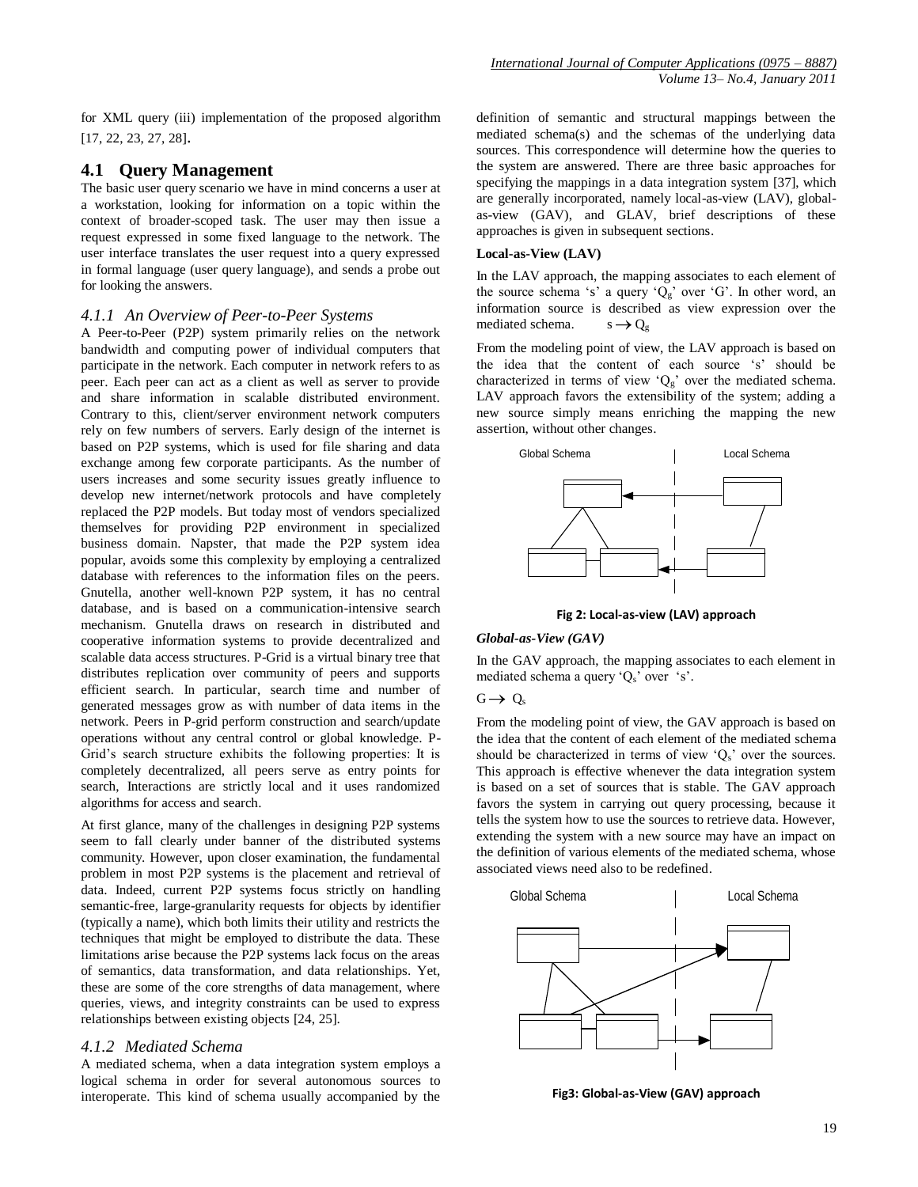for XML query (iii) implementation of the proposed algorithm [17, 22, 23, 27, 28].

## 4.1 Query Management

The basic user query scenario we have in mind concerns a user at a workstation, looking for information on a topic within the context of broader-scoped task. The user may then issue a request expressed in some fixed language to the network. The user interface translates the user request into a query expressed in formal language (user query language), and sends a probe out for looking the answers.

### *4.1.1 An Overview of Peer-to-Peer Systems*

A Peer-to-Peer (P2P) system primarily relies on the network bandwidth and computing power of individual computers that participate in the network. Each computer in network refers to as peer. Each peer can act as a client as well as server to provide and share information in scalable distributed environment. Contrary to this, client/server environment network computers rely on few numbers of servers. Early design of the internet is based on P2P systems, which is used for file sharing and data exchange among few corporate participants. As the number of users increases and some security issues greatly influence to develop new internet/network protocols and have completely replaced the P2P models. But today most of vendors specialized themselves for providing P2P environment in specialized business domain. Napster, that made the P2P system idea popular, avoids some this complexity by employing a centralized database with references to the information files on the peers. Gnutella, another well-known P2P system, it has no central database, and is based on a communication-intensive search mechanism. Gnutella draws on research in distributed and cooperative information systems to provide decentralized and scalable data access structures. P-Grid is a virtual binary tree that distributes replication over community of peers and supports efficient search. In particular, search time and number of generated messages grow as with number of data items in the network. Peers in P-grid perform construction and search/update operations without any central control or global knowledge. P-Grid's search structure exhibits the following properties: It is completely decentralized, all peers serve as entry points for search, Interactions are strictly local and it uses randomized algorithms for access and search.

At first glance, many of the challenges in designing P2P systems seem to fall clearly under banner of the distributed systems community. However, upon closer examination, the fundamental problem in most P2P systems is the placement and retrieval of data. Indeed, current P2P systems focus strictly on handling semantic-free, large-granularity requests for objects by identifier (typically a name), which both limits their utility and restricts the techniques that might be employed to distribute the data. These limitations arise because the P2P systems lack focus on the areas of semantics, data transformation, and data relationships. Yet, these are some of the core strengths of data management, where queries, views, and integrity constraints can be used to express relationships between existing objects [24, 25].

### *4.1.2 Mediated Schema*

A mediated schema, when a data integration system employs a logical schema in order for several autonomous sources to interoperate. This kind of schema usually accompanied by the definition of semantic and structural mappings between the mediated schema(s) and the schemas of the underlying data sources. This correspondence will determine how the queries to the system are answered. There are three basic approaches for specifying the mappings in a data integration system [37], which are generally incorporated, namely local-as-view (LAV), global-as-view (GAV), and GLAV, brief descriptions of these approaches is given in subsequent sections.

**Local-as-View (LAV)**

In the LAV approach, the mapping associates to each element of the source schema 's' a query '$Q_g$' over 'G'. In other word, an information source is described as view expression over the mediated schema. $s \rightarrow Q_g$

From the modeling point of view, the LAV approach is based on the idea that the content of each source 's' should be characterized in terms of view '$Q_g$' over the mediated schema. LAV approach favors the extensibility of the system; adding a new source simply means enriching the mapping the new assertion, without other changes.

**Fig 2: Local-as-view (LAV) approach**

***Global-as-View (GAV)***

In the GAV approach, the mapping associates to each element in mediated schema a query '$Q_s$' over 's'.

$G \rightarrow Q_s$

From the modeling point of view, the GAV approach is based on the idea that the content of each element of the mediated schema should be characterized in terms of view '$Q_s$' over the sources. This approach is effective whenever the data integration system is based on a set of sources that is stable. The GAV approach favors the system in carrying out query processing, because it tells the system how to use the sources to retrieve data. However, extending the system with a new source may have an impact on the definition of various elements of the mediated schema, whose associated views need also to be redefined.

**Fig3: Global-as-View (GAV) approach**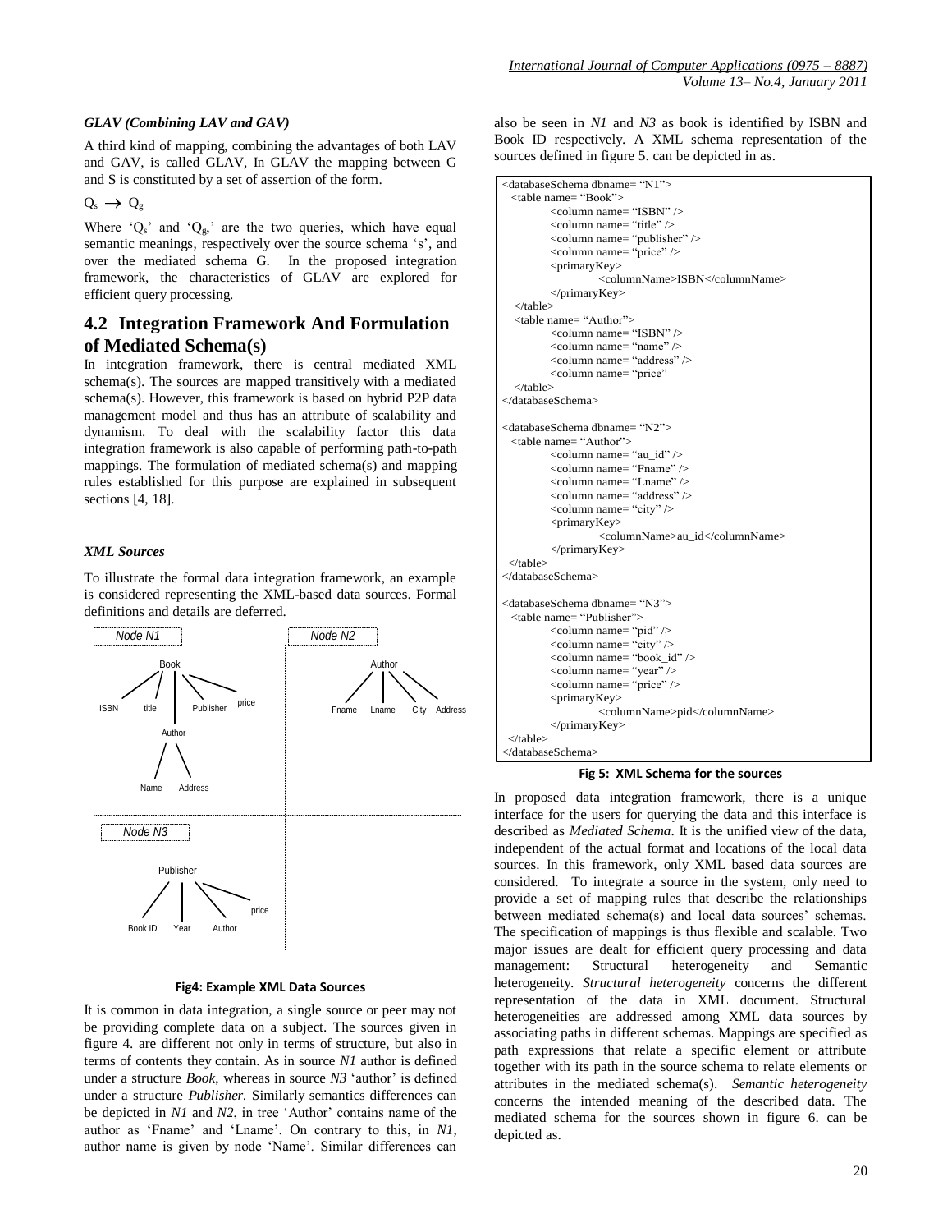### *GLAV (Combining LAV and GAV)*

A third kind of mapping, combining the advantages of both LAV and GAV, is called GLAV, In GLAV the mapping between G and S is constituted by a set of assertion of the form.

$Q_s \rightarrow Q_g$

Where '$Q_s$' and '$Q_g$,' are the two queries, which have equal semantic meanings, respectively over the source schema 's', and over the mediated schema G. In the proposed integration framework, the characteristics of GLAV are explored for efficient query processing.

## 4.2 Integration Framework And Formulation of Mediated Schema(s)

In integration framework, there is central mediated XML schema(s). The sources are mapped transitively with a mediated schema(s). However, this framework is based on hybrid P2P data management model and thus has an attribute of scalability and dynamism. To deal with the scalability factor this data integration framework is also capable of performing path-to-path mappings. The formulation of mediated schema(s) and mapping rules established for this purpose are explained in subsequent sections [4, 18].

### *XML Sources*

To illustrate the formal data integration framework, an example is considered representing the XML-based data sources. Formal definitions and details are deferred.

Node N1: Book (ISBN, title, Publisher, price, Author (Name, Address))

Node N2: Author (Fname, Lname, City, Address)

Node N3: Publisher (Book ID, Year, Author, price)

**Fig4: Example XML Data Sources**

It is common in data integration, a single source or peer may not be providing complete data on a subject. The sources given in figure 4. are different not only in terms of structure, but also in terms of contents they contain. As in source *N1* author is defined under a structure *Book*, whereas in source *N3* 'author' is defined under a structure *Publisher.* Similarly semantics differences can be depicted in *N1* and *N2*, in tree 'Author' contains name of the author as 'Fname' and 'Lname'. On contrary to this, in *N1*, author name is given by node 'Name'. Similar differences can also be seen in *N1* and *N3* as book is identified by ISBN and Book ID respectively. A XML schema representation of the sources defined in figure 5. can be depicted in as.

```
<databaseSchema dbname= "N1">
  <table name= "Book">
        <column name= "ISBN" />
        <column name= "title" />
        <column name= "publisher" />
        <column name= "price" />
        <primaryKey>
              <columnName>ISBN</columnName>
        </primaryKey>
  </table>
  <table name= "Author">
        <column name= "ISBN" />
        <column name= "name" />
        <column name= "address" />
        <column name= "price"
  </table>
</databaseSchema>

<databaseSchema dbname= "N2">
  <table name= "Author">
        <column name= "au_id" />
        <column name= "Fname" />
        <column name= "Lname" />
        <column name= "address" />
        <column name= "city" />
        <primaryKey>
              <columnName>au_id</columnName>
        </primaryKey>
  </table>
</databaseSchema>

<databaseSchema dbname= "N3">
  <table name= "Publisher">
        <column name= "pid" />
        <column name= "city" />
        <column name= "book_id" />
        <column name= "year" />
        <column name= "price" />
        <primaryKey>
              <columnName>pid</columnName>
        </primaryKey>
  </table>
</databaseSchema>
```

**Fig 5: XML Schema for the sources**

In proposed data integration framework, there is a unique interface for the users for querying the data and this interface is described as *Mediated Schema*. It is the unified view of the data, independent of the actual format and locations of the local data sources. In this framework, only XML based data sources are considered. To integrate a source in the system, only need to provide a set of mapping rules that describe the relationships between mediated schema(s) and local data sources' schemas. The specification of mappings is thus flexible and scalable. Two major issues are dealt for efficient query processing and data management: Structural heterogeneity and Semantic heterogeneity. *Structural heterogeneity* concerns the different representation of the data in XML document. Structural heterogeneities are addressed among XML data sources by associating paths in different schemas. Mappings are specified as path expressions that relate a specific element or attribute together with its path in the source schema to relate elements or attributes in the mediated schema(s). *Semantic heterogeneity* concerns the intended meaning of the described data. The mediated schema for the sources shown in figure 6. can be depicted as.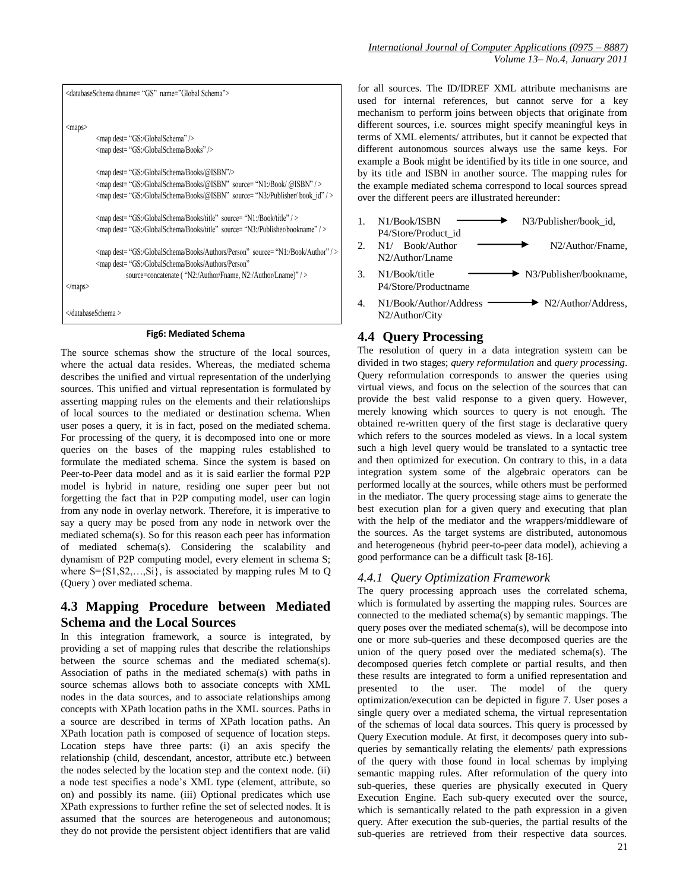```
<databaseSchema dbname= "GS" name="Global Schema">

<maps>
        <map dest= "GS:/GlobalSchema" />
        <map dest= "GS:/GlobalSchema/Books" />

        <map dest= "GS:/GlobalSchema/Books/@ISBN"/>
        <map dest= "GS:/GlobalSchema/Books/@ISBN" source= "N1:/Book/ @ISBN" / >
        <map dest= "GS:/GlobalSchema/Books/@ISBN" source= "N3:/Publisher/ book_id" / >

        <map dest= "GS:/GlobalSchema/Books/title" source= "N1:/Book/title" / >
        <map dest= "GS:/GlobalSchema/Books/title" source= "N3:/Publisher/bookname" / >

        <map dest= "GS:/GlobalSchema/Books/Authors/Person" source= "N1:/Book/Author" / >
        <map dest= "GS:/GlobalSchema/Books/Authors/Person"
                source=concatenate ( "N2:/Author/Fname, N2:/Author/Lname)" / >
</maps>

</databaseSchema >
```

**Fig6: Mediated Schema**

The source schemas show the structure of the local sources, where the actual data resides. Whereas, the mediated schema describes the unified and virtual representation of the underlying sources. This unified and virtual representation is formulated by asserting mapping rules on the elements and their relationships of local sources to the mediated or destination schema. When user poses a query, it is in fact, posed on the mediated schema. For processing of the query, it is decomposed into one or more queries on the bases of the mapping rules established to formulate the mediated schema. Since the system is based on Peer-to-Peer data model and as it is said earlier the formal P2P model is hybrid in nature, residing one super peer but not forgetting the fact that in P2P computing model, user can login from any node in overlay network. Therefore, it is imperative to say a query may be posed from any node in network over the mediated schema(s). So for this reason each peer has information of mediated schema(s). Considering the scalability and dynamism of P2P computing model, every element in schema S; where S={S1,S2,…,Si}, is associated by mapping rules M to Q (Query ) over mediated schema.

## 4.3 Mapping Procedure between Mediated Schema and the Local Sources

In this integration framework, a source is integrated, by providing a set of mapping rules that describe the relationships between the source schemas and the mediated schema(s). Association of paths in the mediated schema(s) with paths in source schemas allows both to associate concepts with XML nodes in the data sources, and to associate relationships among concepts with XPath location paths in the XML sources. Paths in a source are described in terms of XPath location paths. An XPath location path is composed of sequence of location steps. Location steps have three parts: (i) an axis specify the relationship (child, descendant, ancestor, attribute etc.) between the nodes selected by the location step and the context node. (ii) a node test specifies a node's XML type (element, attribute, so on) and possibly its name. (iii) Optional predicates which use XPath expressions to further refine the set of selected nodes. It is assumed that the sources are heterogeneous and autonomous; they do not provide the persistent object identifiers that are valid for all sources. The ID/IDREF XML attribute mechanisms are used for internal references, but cannot serve for a key mechanism to perform joins between objects that originate from different sources, i.e. sources might specify meaningful keys in terms of XML elements/ attributes, but it cannot be expected that different autonomous sources always use the same keys. For example a Book might be identified by its title in one source, and by its title and ISBN in another source. The mapping rules for the example mediated schema correspond to local sources spread over the different peers are illustrated hereunder:

1. N1/Book/ISBN ⟶ N3/Publisher/book_id, P4/Store/Product_id
2. N1/ Book/Author ⟶ N2/Author/Fname, N2/Author/Lname
3. N1/Book/title ⟶ N3/Publisher/bookname, P4/Store/Productname
4. N1/Book/Author/Address ⟶ N2/Author/Address, N2/Author/City

## 4.4 Query Processing

The resolution of query in a data integration system can be divided in two stages; *query reformulation* and *query processing*. Query reformulation corresponds to answer the queries using virtual views, and focus on the selection of the sources that can provide the best valid response to a given query. However, merely knowing which sources to query is not enough. The obtained re-written query of the first stage is declarative query which refers to the sources modeled as views. In a local system such a high level query would be translated to a syntactic tree and then optimized for execution. On contrary to this, in a data integration system some of the algebraic operators can be performed locally at the sources, while others must be performed in the mediator. The query processing stage aims to generate the best execution plan for a given query and executing that plan with the help of the mediator and the wrappers/middleware of the sources. As the target systems are distributed, autonomous and heterogeneous (hybrid peer-to-peer data model), achieving a good performance can be a difficult task [8-16].

### *4.4.1 Query Optimization Framework*

The query processing approach uses the correlated schema, which is formulated by asserting the mapping rules. Sources are connected to the mediated schema(s) by semantic mappings. The query poses over the mediated schema(s), will be decompose into one or more sub-queries and these decomposed queries are the union of the query posed over the mediated schema(s). The decomposed queries fetch complete or partial results, and then these results are integrated to form a unified representation and presented to the user. The model of the query optimization/execution can be depicted in figure 7. User poses a single query over a mediated schema, the virtual representation of the schemas of local data sources. This query is processed by Query Execution module. At first, it decomposes query into sub-queries by semantically relating the elements/ path expressions of the query with those found in local schemas by implying semantic mapping rules. After reformulation of the query into sub-queries, these queries are physically executed in Query Execution Engine. Each sub-query executed over the source, which is semantically related to the path expression in a given query. After execution the sub-queries, the partial results of the sub-queries are retrieved from their respective data sources.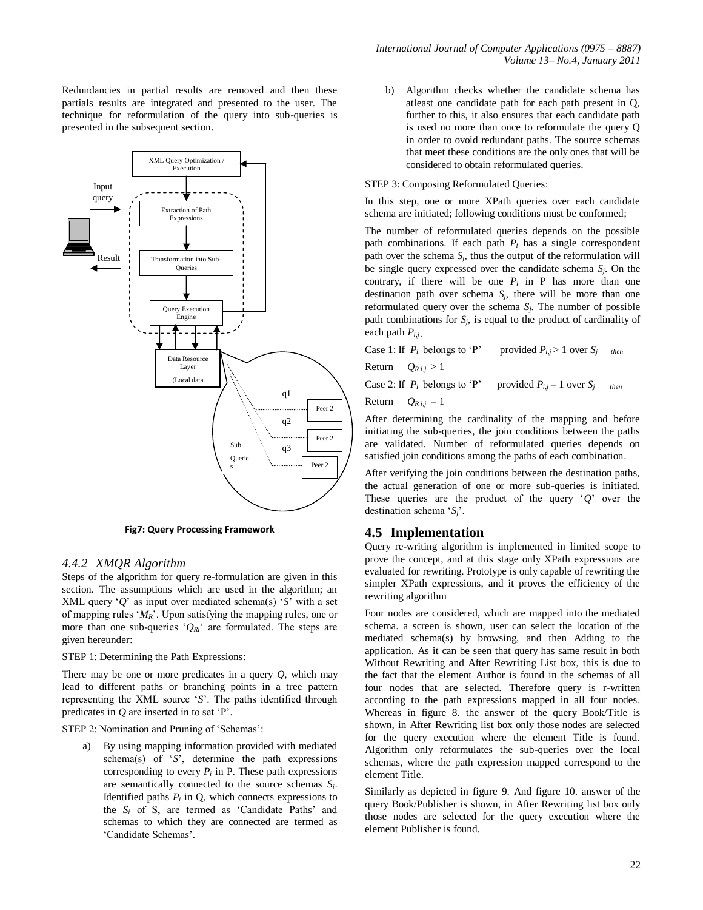Redundancies in partial results are removed and then these partials results are integrated and presented to the user. The technique for reformulation of the query into sub-queries is presented in the subsequent section.

**Fig7: Query Processing Framework**

### *4.4.2 XMQR Algorithm*

Steps of the algorithm for query re-formulation are given in this section. The assumptions which are used in the algorithm; an XML query '*Q*' as input over mediated schema(s) '*S*' with a set of mapping rules '$M_R$'. Upon satisfying the mapping rules, one or more than one sub-queries '$Q_{Ri}$' are formulated. The steps are given hereunder:

STEP 1: Determining the Path Expressions:

There may be one or more predicates in a query *Q*, which may lead to different paths or branching points in a tree pattern representing the XML source '*S*'. The paths identified through predicates in *Q* are inserted in to set 'P'.

STEP 2: Nomination and Pruning of 'Schemas':

a) By using mapping information provided with mediated schema(s) of '*S*', determine the path expressions corresponding to every $P_i$ in P. These path expressions are semantically connected to the source schemas $S_i$. Identified paths $P_i$ in Q, which connects expressions to the $S_i$ of S, are termed as 'Candidate Paths' and schemas to which they are connected are termed as 'Candidate Schemas'.

b) Algorithm checks whether the candidate schema has atleast one candidate path for each path present in Q, further to this, it also ensures that each candidate path is used no more than once to reformulate the query Q in order to ovoid redundant paths. The source schemas that meet these conditions are the only ones that will be considered to obtain reformulated queries.

STEP 3: Composing Reformulated Queries:

In this step, one or more XPath queries over each candidate schema are initiated; following conditions must be conformed;

The number of reformulated queries depends on the possible path combinations. If each path $P_i$ has a single correspondent path over the schema $S_j$, thus the output of the reformulation will be single query expressed over the candidate schema $S_j$. On the contrary, if there will be one $P_i$ in P has more than one destination path over schema $S_j$, there will be more than one reformulated query over the schema $S_j$. The number of possible path combinations for $S_j$, is equal to the product of cardinality of each path $P_{i,j}$.

Case 1: If $P_i$ belongs to 'P' provided $P_{i,j} > 1$ over $S_j$ *then*

Return $Q_{R\,i,j} > 1$

Case 2: If $P_i$ belongs to 'P' provided $P_{i,j} = 1$ over $S_j$ *then*

Return $Q_{R\,i,j} = 1$

After determining the cardinality of the mapping and before initiating the sub-queries, the join conditions between the paths are validated. Number of reformulated queries depends on satisfied join conditions among the paths of each combination.

After verifying the join conditions between the destination paths, the actual generation of one or more sub-queries is initiated. These queries are the product of the query '*Q*' over the destination schema '$S_j$'.

## 4.5 Implementation

Query re-writing algorithm is implemented in limited scope to prove the concept, and at this stage only XPath expressions are evaluated for rewriting. Prototype is only capable of rewriting the simpler XPath expressions, and it proves the efficiency of the rewriting algorithm

Four nodes are considered, which are mapped into the mediated schema. a screen is shown, user can select the location of the mediated schema(s) by browsing, and then Adding to the application. As it can be seen that query has same result in both Without Rewriting and After Rewriting List box, this is due to the fact that the element Author is found in the schemas of all four nodes that are selected. Therefore query is r-written according to the path expressions mapped in all four nodes. Whereas in figure 8. the answer of the query Book/Title is shown, in After Rewriting list box only those nodes are selected for the query execution where the element Title is found. Algorithm only reformulates the sub-queries over the local schemas, where the path expression mapped correspond to the element Title.

Similarly as depicted in figure 9. And figure 10. answer of the query Book/Publisher is shown, in After Rewriting list box only those nodes are selected for the query execution where the element Publisher is found.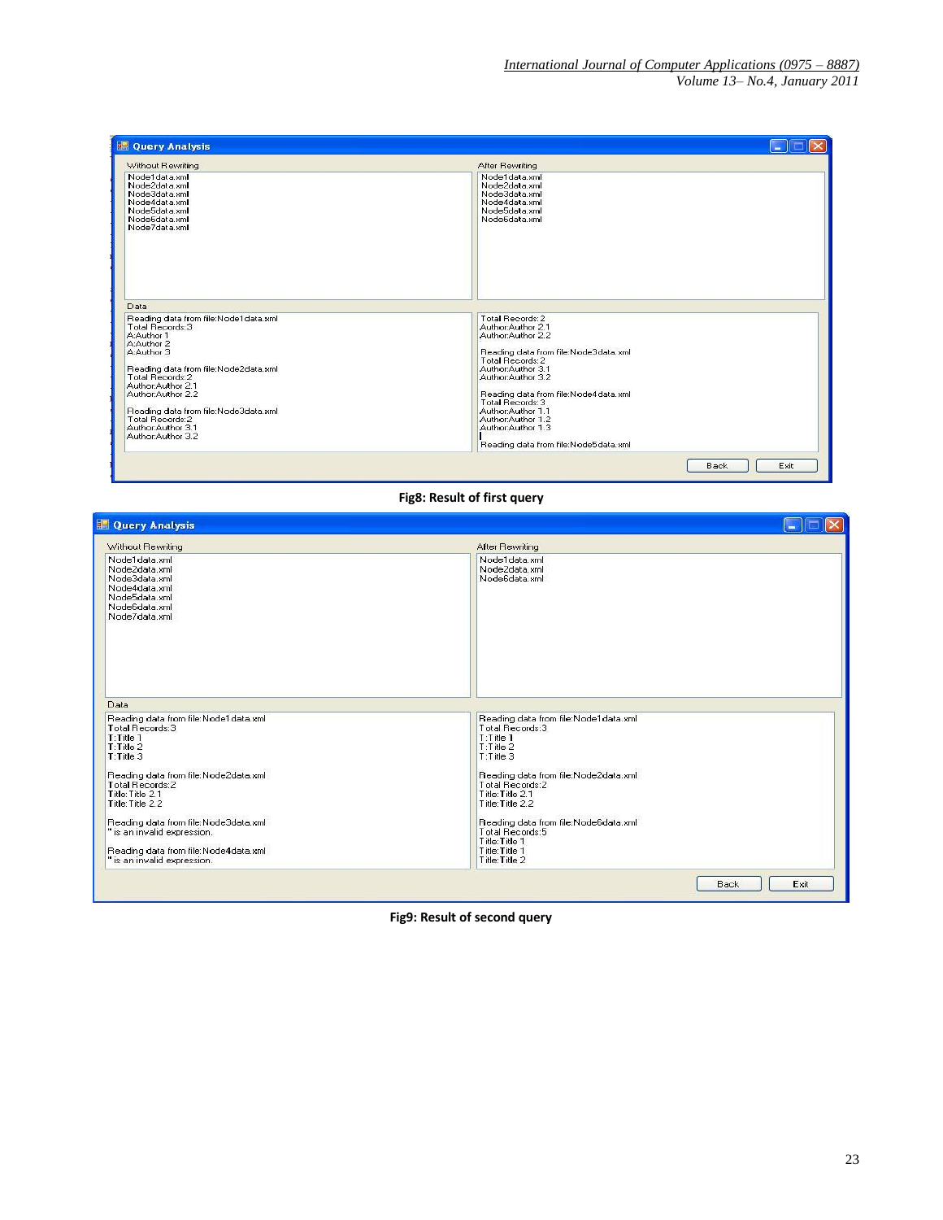```
Query Analysis

Without Rewriting
Node1data.xml
Node2data.xml
Node3data.xml
Node4data.xml
Node5data.xml
Node6data.xml
Node7data.xml

After Rewriting
Node1data.xml
Node2data.xml
Node3data.xml
Node4data.xml
Node5data.xml
Node6data.xml

Data
Reading data from file:Node1data.xml
Total Records:3
A:Author 1
A:Author 2
A:Author 3

Reading data from file:Node2data.xml
Total Records:2
Author:Author 2.1
Author:Author 2.2

Reading data from file:Node3data.xml
Total Records:2
Author:Author 3.1
Author:Author 3.2

Total Records:2
Author:Author 2.1
Author:Author 2.2

Reading data from file:Node3data.xml
Total Records:2
Author:Author 3.1
Author:Author 3.2

Reading data from file:Node4data.xml
Total Records:3
Author:Author 1.1
Author:Author 1.2
Author:Author 1.3

Reading data from file:Node5data.xml

Back   Exit
```

**Fig8: Result of first query**

```
Query Analysis

Without Rewriting
Node1data.xml
Node2data.xml
Node3data.xml
Node4data.xml
Node5data.xml
Node6data.xml
Node7data.xml

After Rewriting
Node1data.xml
Node2data.xml
Node6data.xml

Data
Reading data from file:Node1data.xml
Total Records:3
T:Title 1
T:Title 2
T:Title 3

Reading data from file:Node2data.xml
Total Records:2
Title:Title 2.1
Title:Title 2.2

Reading data from file:Node3data.xml
'' is an invalid expression.

Reading data from file:Node4data.xml
'' is an invalid expression.

Reading data from file:Node1data.xml
Total Records:3
T:Title 1
T:Title 2
T:Title 3

Reading data from file:Node2data.xml
Total Records:2
Title:Title 2.1
Title:Title 2.2

Reading data from file:Node6data.xml
Total Records:5
Title:Title 1
Title:Title 1
Title:Title 2

Back   Exit
```

**Fig9: Result of second query**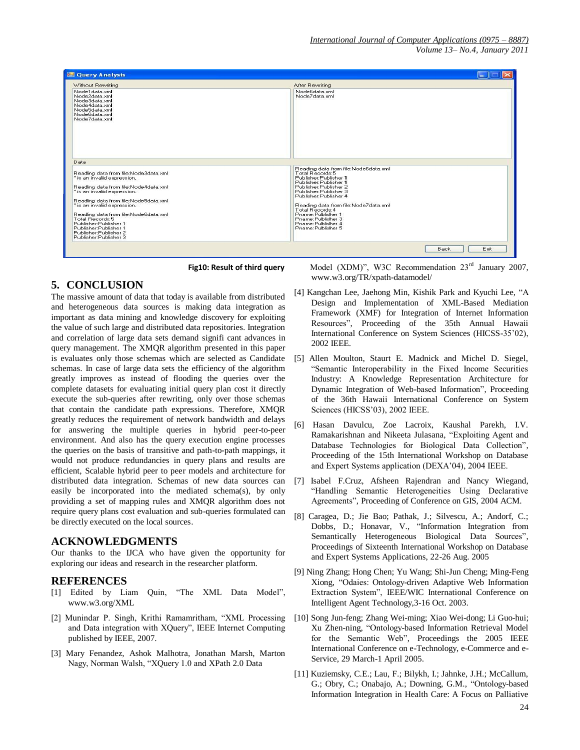Fig10: Result of third query

## 5. CONCLUSION

The massive amount of data that today is available from distributed and heterogeneous data sources is making data integration as important as data mining and knowledge discovery for exploiting the value of such large and distributed data repositories. Integration and correlation of large data sets demand signifi cant advances in query management. The XMQR algorithm presented in this paper is evaluates only those schemas which are selected as Candidate schemas. In case of large data sets the efficiency of the algorithm greatly improves as instead of flooding the queries over the complete datasets for evaluating initial query plan cost it directly execute the sub-queries after rewriting, only over those schemas that contain the candidate path expressions. Therefore, XMQR greatly reduces the requirement of network bandwidth and delays for answering the multiple queries in hybrid peer-to-peer environment. And also has the query execution engine processes the queries on the basis of transitive and path-to-path mappings, it would not produce redundancies in query plans and results are efficient, Scalable hybrid peer to peer models and architecture for distributed data integration. Schemas of new data sources can easily be incorporated into the mediated schema(s), by only providing a set of mapping rules and XMQR algorithm does not require query plans cost evaluation and sub-queries formulated can be directly executed on the local sources.

## ACKNOWLEDGMENTS

Our thanks to the IJCA who have given the opportunity for exploring our ideas and research in the researcher platform.

## REFERENCES

[1] Edited by Liam Quin, "The XML Data Model", www.w3.org/XML

[2] Munindar P. Singh, Krithi Ramamritham, "XML Processing and Data integration with XQuery", IEEE Internet Computing published by IEEE, 2007.

[3] Mary Fenandez, Ashok Malhotra, Jonathan Marsh, Marton Nagy, Norman Walsh, "XQuery 1.0 and XPath 2.0 Data Model (XDM)", W3C Recommendation 23rd January 2007, www.w3.org/TR/xpath-datamodel/

[4] Kangchan Lee, Jaehong Min, Kishik Park and Kyuchi Lee, "A Design and Implementation of XML-Based Mediation Framework (XMF) for Integration of Internet Information Resources", Proceeding of the 35th Annual Hawaii International Conference on System Sciences (HICSS-35'02), 2002 IEEE.

[5] Allen Moulton, Staurt E. Madnick and Michel D. Siegel, "Semantic Interoperability in the Fixed Income Securities Industry: A Knowledge Representation Architecture for Dynamic Integration of Web-based Information", Proceeding of the 36th Hawaii International Conference on System Sciences (HICSS'03), 2002 IEEE.

[6] Hasan Davulcu, Zoe Lacroix, Kaushal Parekh, I.V. Ramakarishnan and Nikeeta Julasana, "Exploiting Agent and Database Technologies for Biological Data Collection", Proceeding of the 15th International Workshop on Database and Expert Systems application (DEXA'04), 2004 IEEE.

[7] Isabel F.Cruz, Afsheen Rajendran and Nancy Wiegand, "Handling Semantic Heterogeneities Using Declarative Agreements", Proceeding of Conference on GIS, 2004 ACM.

[8] Caragea, D.; Jie Bao; Pathak, J.; Silvescu, A.; Andorf, C.; Dobbs, D.; Honavar, V., "Information Integration from Semantically Heterogeneous Biological Data Sources", Proceedings of Sixteenth International Workshop on Database and Expert Systems Applications, 22-26 Aug. 2005

[9] Ning Zhang; Hong Chen; Yu Wang; Shi-Jun Cheng; Ming-Feng Xiong, "Odaies: Ontology-driven Adaptive Web Information Extraction System", IEEE/WIC International Conference on Intelligent Agent Technology,3-16 Oct. 2003.

[10] Song Jun-feng; Zhang Wei-ming; Xiao Wei-dong; Li Guo-hui; Xu Zhen-ning, "Ontology-based Information Retrieval Model for the Semantic Web", Proceedings the 2005 IEEE International Conference on e-Technology, e-Commerce and e-Service, 29 March-1 April 2005.

[11] Kuziemsky, C.E.; Lau, F.; Bilykh, I.; Jahnke, J.H.; McCallum, G.; Obry, C.; Onabajo, A.; Downing, G.M., "Ontology-based Information Integration in Health Care: A Focus on Palliative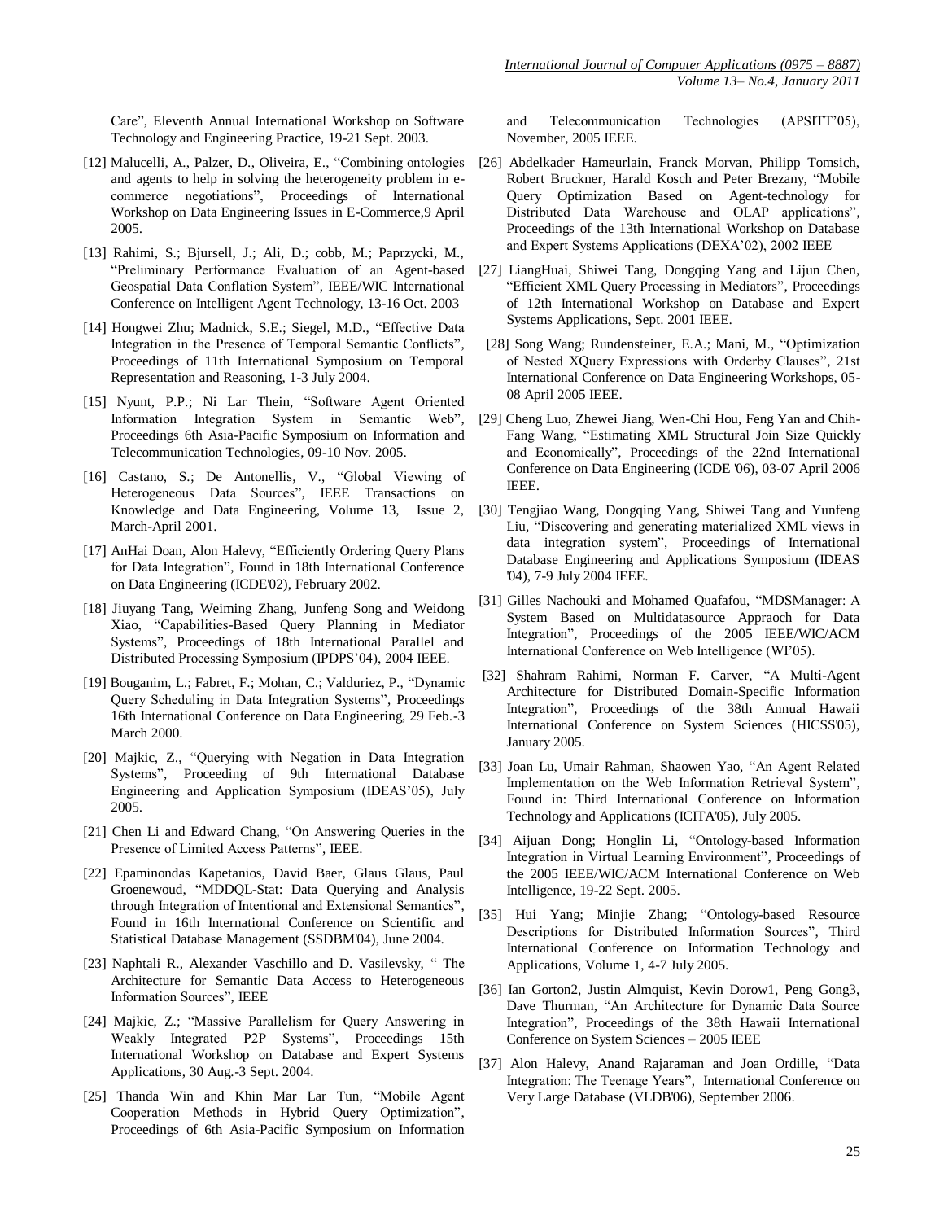Care", Eleventh Annual International Workshop on Software Technology and Engineering Practice, 19-21 Sept. 2003.

[12] Malucelli, A., Palzer, D., Oliveira, E., "Combining ontologies and agents to help in solving the heterogeneity problem in e-commerce negotiations", Proceedings of International Workshop on Data Engineering Issues in E-Commerce,9 April 2005.

[13] Rahimi, S.; Bjursell, J.; Ali, D.; cobb, M.; Paprzycki, M., "Preliminary Performance Evaluation of an Agent-based Geospatial Data Conflation System", IEEE/WIC International Conference on Intelligent Agent Technology, 13-16 Oct. 2003

[14] Hongwei Zhu; Madnick, S.E.; Siegel, M.D., "Effective Data Integration in the Presence of Temporal Semantic Conflicts", Proceedings of 11th International Symposium on Temporal Representation and Reasoning, 1-3 July 2004.

[15] Nyunt, P.P.; Ni Lar Thein, "Software Agent Oriented Information Integration System in Semantic Web", Proceedings 6th Asia-Pacific Symposium on Information and Telecommunication Technologies, 09-10 Nov. 2005.

[16] Castano, S.; De Antonellis, V., "Global Viewing of Heterogeneous Data Sources", IEEE Transactions on Knowledge and Data Engineering, Volume 13, Issue 2, March-April 2001.

[17] AnHai Doan, Alon Halevy, "Efficiently Ordering Query Plans for Data Integration", Found in 18th International Conference on Data Engineering (ICDE'02), February 2002.

[18] Jiuyang Tang, Weiming Zhang, Junfeng Song and Weidong Xiao, "Capabilities-Based Query Planning in Mediator Systems", Proceedings of 18th International Parallel and Distributed Processing Symposium (IPDPS'04), 2004 IEEE.

[19] Bouganim, L.; Fabret, F.; Mohan, C.; Valduriez, P., "Dynamic Query Scheduling in Data Integration Systems", Proceedings 16th International Conference on Data Engineering, 29 Feb.-3 March 2000.

[20] Majkic, Z., "Querying with Negation in Data Integration Systems", Proceeding of 9th International Database Engineering and Application Symposium (IDEAS'05), July 2005.

[21] Chen Li and Edward Chang, "On Answering Queries in the Presence of Limited Access Patterns", IEEE.

[22] Epaminondas Kapetanios, David Baer, Glaus Glaus, Paul Groenewoud, "MDDQL-Stat: Data Querying and Analysis through Integration of Intentional and Extensional Semantics", Found in 16th International Conference on Scientific and Statistical Database Management (SSDBM'04), June 2004.

[23] Naphtali R., Alexander Vaschillo and D. Vasilevsky, " The Architecture for Semantic Data Access to Heterogeneous Information Sources", IEEE

[24] Majkic, Z.; "Massive Parallelism for Query Answering in Weakly Integrated P2P Systems", Proceedings 15th International Workshop on Database and Expert Systems Applications, 30 Aug.-3 Sept. 2004.

[25] Thanda Win and Khin Mar Lar Tun, "Mobile Agent Cooperation Methods in Hybrid Query Optimization", Proceedings of 6th Asia-Pacific Symposium on Information and Telecommunication Technologies (APSITT'05), November, 2005 IEEE.

[26] Abdelkader Hameurlain, Franck Morvan, Philipp Tomsich, Robert Bruckner, Harald Kosch and Peter Brezany, "Mobile Query Optimization Based on Agent-technology for Distributed Data Warehouse and OLAP applications", Proceedings of the 13th International Workshop on Database and Expert Systems Applications (DEXA'02), 2002 IEEE

[27] LiangHuai, Shiwei Tang, Dongqing Yang and Lijun Chen, "Efficient XML Query Processing in Mediators", Proceedings of 12th International Workshop on Database and Expert Systems Applications, Sept. 2001 IEEE.

[28] Song Wang; Rundensteiner, E.A.; Mani, M., "Optimization of Nested XQuery Expressions with Orderby Clauses", 21st International Conference on Data Engineering Workshops, 05-08 April 2005 IEEE.

[29] Cheng Luo, Zhewei Jiang, Wen-Chi Hou, Feng Yan and Chih-Fang Wang, "Estimating XML Structural Join Size Quickly and Economically", Proceedings of the 22nd International Conference on Data Engineering (ICDE '06), 03-07 April 2006 IEEE.

[30] Tengjiao Wang, Dongqing Yang, Shiwei Tang and Yunfeng Liu, "Discovering and generating materialized XML views in data integration system", Proceedings of International Database Engineering and Applications Symposium (IDEAS '04), 7-9 July 2004 IEEE.

[31] Gilles Nachouki and Mohamed Quafafou, "MDSManager: A System Based on Multidatasource Appraoch for Data Integration", Proceedings of the 2005 IEEE/WIC/ACM International Conference on Web Intelligence (WI'05).

[32] Shahram Rahimi, Norman F. Carver, "A Multi-Agent Architecture for Distributed Domain-Specific Information Integration", Proceedings of the 38th Annual Hawaii International Conference on System Sciences (HICSS'05), January 2005.

[33] Joan Lu, Umair Rahman, Shaowen Yao, "An Agent Related Implementation on the Web Information Retrieval System", Found in: Third International Conference on Information Technology and Applications (ICITA'05), July 2005.

[34] Aijuan Dong; Honglin Li, "Ontology-based Information Integration in Virtual Learning Environment", Proceedings of the 2005 IEEE/WIC/ACM International Conference on Web Intelligence, 19-22 Sept. 2005.

[35] Hui Yang; Minjie Zhang; "Ontology-based Resource Descriptions for Distributed Information Sources", Third International Conference on Information Technology and Applications, Volume 1, 4-7 July 2005.

[36] Ian Gorton2, Justin Almquist, Kevin Dorow1, Peng Gong3, Dave Thurman, "An Architecture for Dynamic Data Source Integration", Proceedings of the 38th Hawaii International Conference on System Sciences – 2005 IEEE

[37] Alon Halevy, Anand Rajaraman and Joan Ordille, "Data Integration: The Teenage Years", International Conference on Very Large Database (VLDB'06), September 2006.